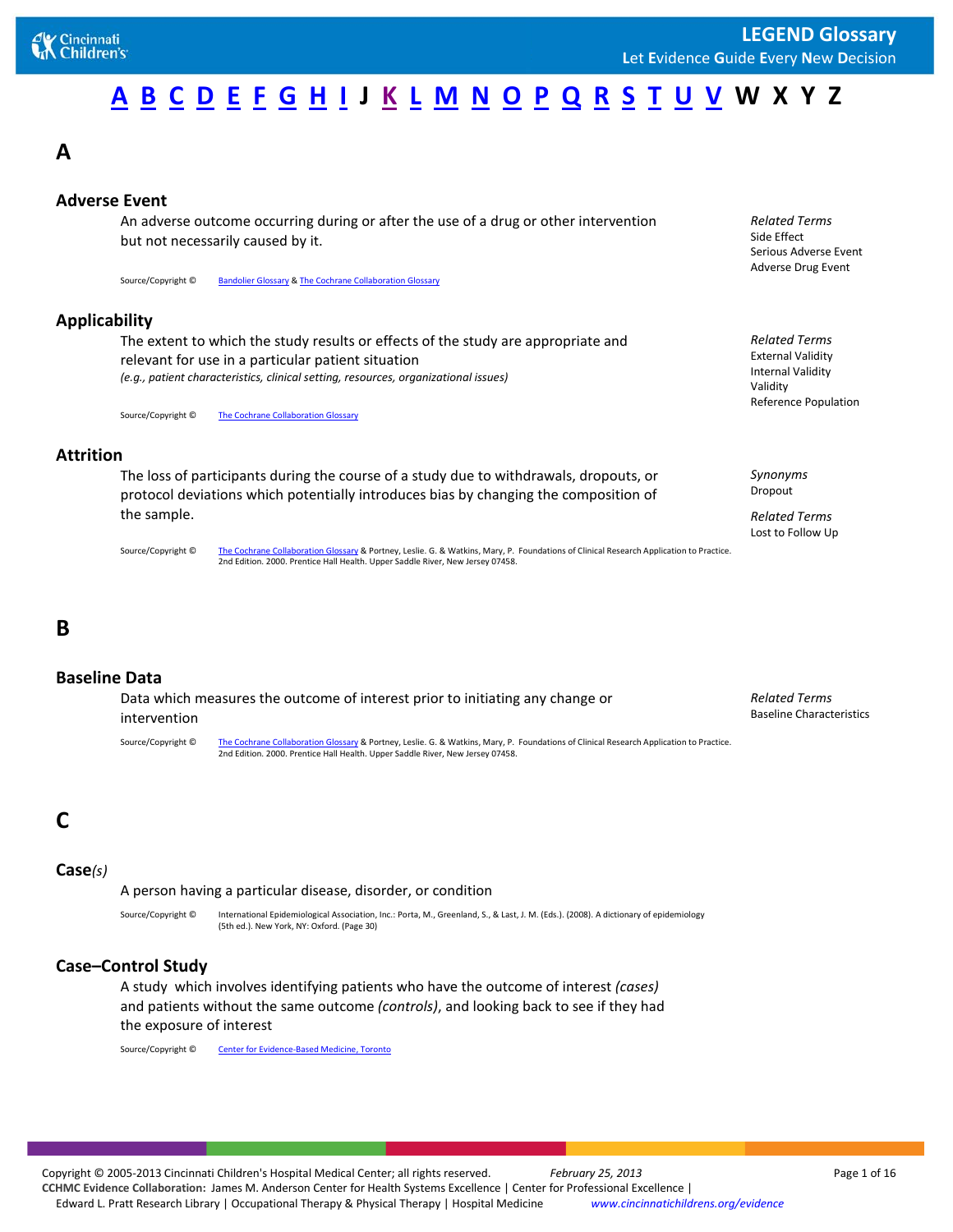# LEGEND Glossary

**L**et **E**vidence **G**uide **E**very **N**ew **D**ecision

A B C D E F G H I J K L M N O P Q R S T U V W X Y Z

## A

### Adverse Event

An adverse outcome occurring during or after the use of a drug or other intervention but not necessarily caused by it.

Source/Copyright © Bandolier Glossary & The Cochrane Collaboration Glossary

*Related Terms*
Side Effect
Serious Adverse Event
Adverse Drug Event

### Applicability

The extent to which the study results or effects of the study are appropriate and relevant for use in a particular patient situation
*(e.g., patient characteristics, clinical setting, resources, organizational issues)*

Source/Copyright © The Cochrane Collaboration Glossary

*Related Terms*
External Validity
Internal Validity
Validity
Reference Population

### Attrition

The loss of participants during the course of a study due to withdrawals, dropouts, or protocol deviations which potentially introduces bias by changing the composition of the sample.

Source/Copyright © The Cochrane Collaboration Glossary & Portney, Leslie. G. & Watkins, Mary, P. Foundations of Clinical Research Application to Practice. 2nd Edition. 2000. Prentice Hall Health. Upper Saddle River, New Jersey 07458.

*Synonyms*
Dropout

*Related Terms*
Lost to Follow Up

## B

### Baseline Data

Data which measures the outcome of interest prior to initiating any change or intervention

Source/Copyright © The Cochrane Collaboration Glossary & Portney, Leslie. G. & Watkins, Mary, P. Foundations of Clinical Research Application to Practice. 2nd Edition. 2000. Prentice Hall Health. Upper Saddle River, New Jersey 07458.

*Related Terms*
Baseline Characteristics

## C

### Case*(s)*

A person having a particular disease, disorder, or condition

Source/Copyright © International Epidemiological Association, Inc.: Porta, M., Greenland, S., & Last, J. M. (Eds.). (2008). A dictionary of epidemiology (5th ed.). New York, NY: Oxford. (Page 30)

### Case–Control Study

A study which involves identifying patients who have the outcome of interest *(cases)* and patients without the same outcome *(controls)*, and looking back to see if they had the exposure of interest

Source/Copyright © Center for Evidence-Based Medicine, Toronto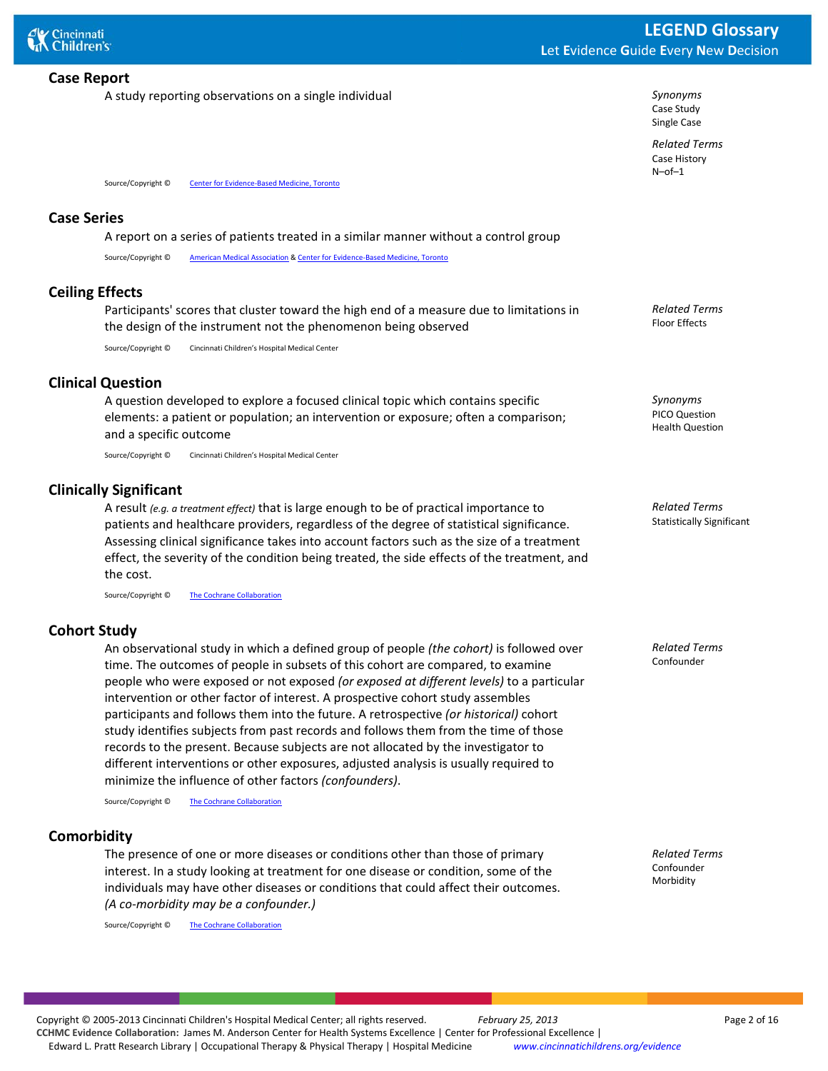## Case Report

A study reporting observations on a single individual

Source/Copyright © Center for Evidence-Based Medicine, Toronto

*Synonyms*
Case Study
Single Case

*Related Terms*
Case History
N–of–1

## Case Series

A report on a series of patients treated in a similar manner without a control group

Source/Copyright © American Medical Association & Center for Evidence-Based Medicine, Toronto

## Ceiling Effects

Participants' scores that cluster toward the high end of a measure due to limitations in the design of the instrument not the phenomenon being observed

Source/Copyright © Cincinnati Children's Hospital Medical Center

*Related Terms*
Floor Effects

## Clinical Question

A question developed to explore a focused clinical topic which contains specific elements: a patient or population; an intervention or exposure; often a comparison; and a specific outcome

Source/Copyright © Cincinnati Children's Hospital Medical Center

*Synonyms*
PICO Question
Health Question

## Clinically Significant

A result *(e.g. a treatment effect)* that is large enough to be of practical importance to patients and healthcare providers, regardless of the degree of statistical significance. Assessing clinical significance takes into account factors such as the size of a treatment effect, the severity of the condition being treated, the side effects of the treatment, and the cost.

Source/Copyright © The Cochrane Collaboration

*Related Terms*
Statistically Significant

## Cohort Study

An observational study in which a defined group of people *(the cohort)* is followed over time. The outcomes of people in subsets of this cohort are compared, to examine people who were exposed or not exposed *(or exposed at different levels)* to a particular intervention or other factor of interest. A prospective cohort study assembles participants and follows them into the future. A retrospective *(or historical)* cohort study identifies subjects from past records and follows them from the time of those records to the present. Because subjects are not allocated by the investigator to different interventions or other exposures, adjusted analysis is usually required to minimize the influence of other factors *(confounders)*.

Source/Copyright © The Cochrane Collaboration

*Related Terms*
Confounder

## Comorbidity

The presence of one or more diseases or conditions other than those of primary interest. In a study looking at treatment for one disease or condition, some of the individuals may have other diseases or conditions that could affect their outcomes. *(A co-morbidity may be a confounder.)*

Source/Copyright © The Cochrane Collaboration

*Related Terms*
Confounder
Morbidity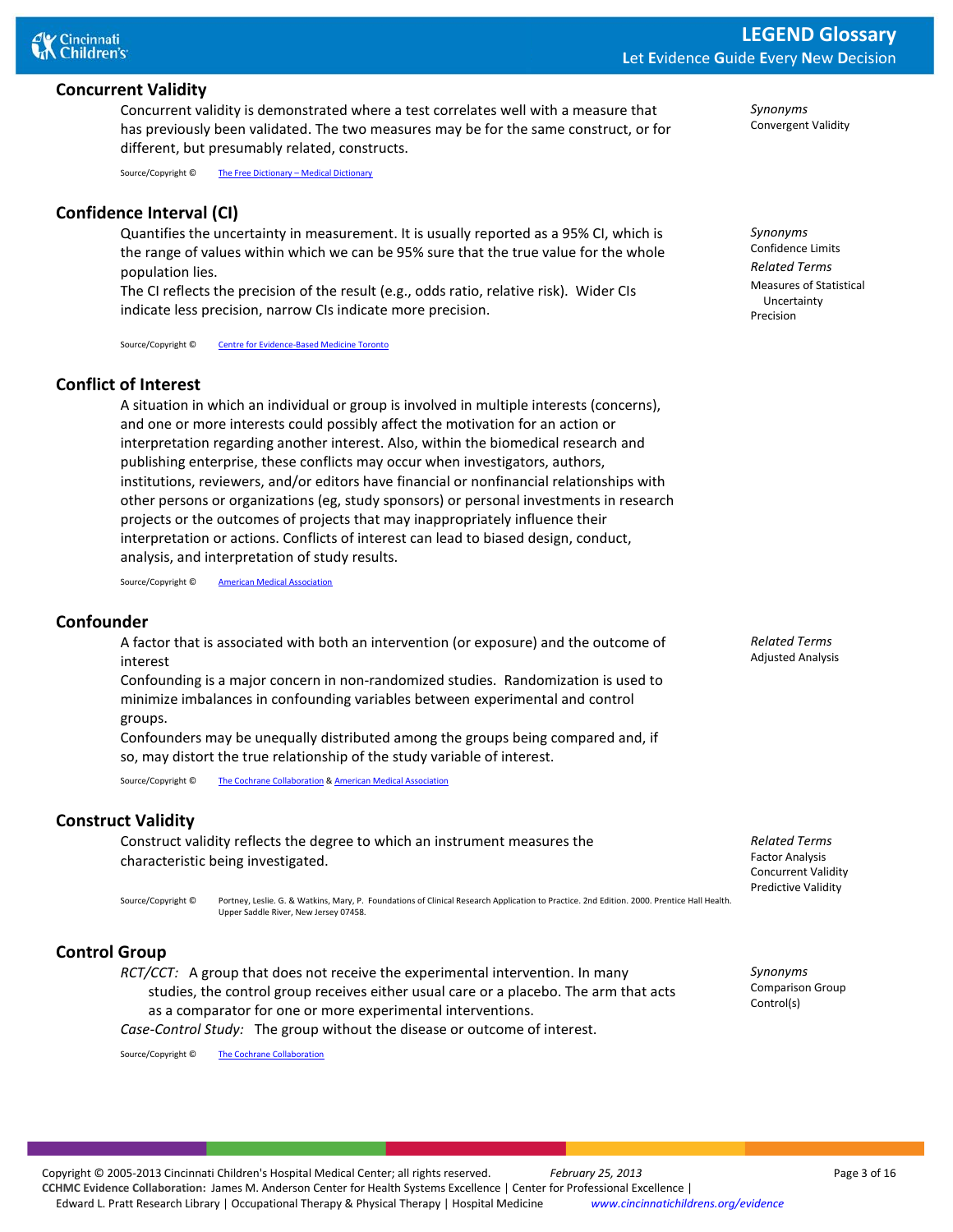## Concurrent Validity

Concurrent validity is demonstrated where a test correlates well with a measure that has previously been validated. The two measures may be for the same construct, or for different, but presumably related, constructs.

Source/Copyright © The Free Dictionary – Medical Dictionary

*Synonyms*
Convergent Validity

## Confidence Interval (CI)

Quantifies the uncertainty in measurement. It is usually reported as a 95% CI, which is the range of values within which we can be 95% sure that the true value for the whole population lies.

The CI reflects the precision of the result (e.g., odds ratio, relative risk). Wider CIs indicate less precision, narrow CIs indicate more precision.

Source/Copyright © Centre for Evidence-Based Medicine Toronto

*Synonyms*
Confidence Limits

*Related Terms*
Measures of Statistical Uncertainty
Precision

## Conflict of Interest

A situation in which an individual or group is involved in multiple interests (concerns), and one or more interests could possibly affect the motivation for an action or interpretation regarding another interest. Also, within the biomedical research and publishing enterprise, these conflicts may occur when investigators, authors, institutions, reviewers, and/or editors have financial or nonfinancial relationships with other persons or organizations (eg, study sponsors) or personal investments in research projects or the outcomes of projects that may inappropriately influence their interpretation or actions. Conflicts of interest can lead to biased design, conduct, analysis, and interpretation of study results.

Source/Copyright © American Medical Association

## Confounder

A factor that is associated with both an intervention (or exposure) and the outcome of interest

Confounding is a major concern in non-randomized studies. Randomization is used to minimize imbalances in confounding variables between experimental and control groups.

Confounders may be unequally distributed among the groups being compared and, if so, may distort the true relationship of the study variable of interest.

Source/Copyright © The Cochrane Collaboration & American Medical Association

*Related Terms*
Adjusted Analysis

## Construct Validity

Construct validity reflects the degree to which an instrument measures the characteristic being investigated.

Source/Copyright © Portney, Leslie. G. & Watkins, Mary, P. Foundations of Clinical Research Application to Practice. 2nd Edition. 2000. Prentice Hall Health. Upper Saddle River, New Jersey 07458.

*Related Terms*
Factor Analysis
Concurrent Validity
Predictive Validity

## Control Group

*RCT/CCT:* A group that does not receive the experimental intervention. In many studies, the control group receives either usual care or a placebo. The arm that acts as a comparator for one or more experimental interventions.

*Case-Control Study:* The group without the disease or outcome of interest.

Source/Copyright © The Cochrane Collaboration

*Synonyms*
Comparison Group
Control(s)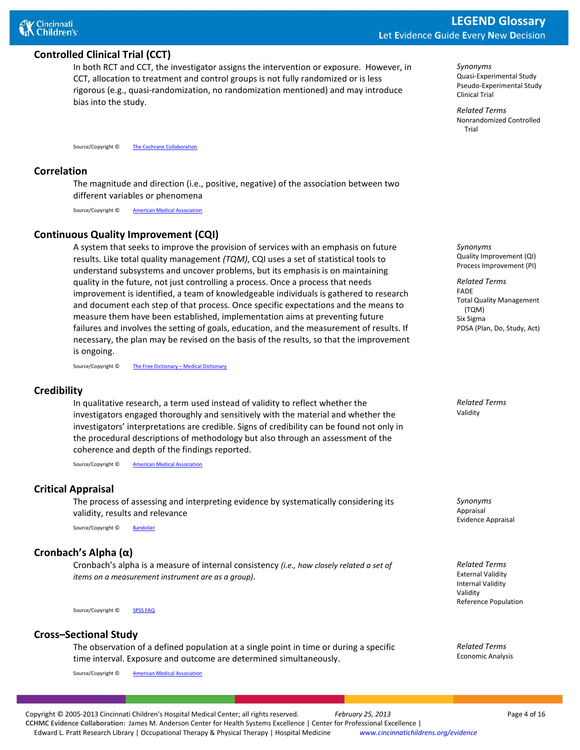## Controlled Clinical Trial (CCT)

In both RCT and CCT, the investigator assigns the intervention or exposure. However, in CCT, allocation to treatment and control groups is not fully randomized or is less rigorous (e.g., quasi-randomization, no randomization mentioned) and may introduce bias into the study.

Source/Copyright © The Cochrane Collaboration

*Synonyms*
Quasi-Experimental Study
Pseudo-Experimental Study
Clinical Trial

*Related Terms*
Nonrandomized Controlled Trial

## Correlation

The magnitude and direction (i.e., positive, negative) of the association between two different variables or phenomena

Source/Copyright © American Medical Association

## Continuous Quality Improvement (CQI)

A system that seeks to improve the provision of services with an emphasis on future results. Like total quality management *(TQM)*, CQI uses a set of statistical tools to understand subsystems and uncover problems, but its emphasis is on maintaining quality in the future, not just controlling a process. Once a process that needs improvement is identified, a team of knowledgeable individuals is gathered to research and document each step of that process. Once specific expectations and the means to measure them have been established, implementation aims at preventing future failures and involves the setting of goals, education, and the measurement of results. If necessary, the plan may be revised on the basis of the results, so that the improvement is ongoing.

Source/Copyright © The Free Dictionary – Medical Dictionary

*Synonyms*
Quality Improvement (QI)
Process Improvement (PI)

*Related Terms*
FADE
Total Quality Management (TQM)
Six Sigma
PDSA (Plan, Do, Study, Act)

## Credibility

In qualitative research, a term used instead of validity to reflect whether the investigators engaged thoroughly and sensitively with the material and whether the investigators' interpretations are credible. Signs of credibility can be found not only in the procedural descriptions of methodology but also through an assessment of the coherence and depth of the findings reported.

Source/Copyright © American Medical Association

*Related Terms*
Validity

## Critical Appraisal

The process of assessing and interpreting evidence by systematically considering its validity, results and relevance

Source/Copyright © Bandolier

*Synonyms*
Appraisal
Evidence Appraisal

## Cronbach's Alpha (α)

Cronbach's alpha is a measure of internal consistency *(i.e., how closely related a set of items on a measurement instrument are as a group)*.

Source/Copyright © SPSS FAQ

*Related Terms*
External Validity
Internal Validity
Validity
Reference Population

## Cross–Sectional Study

The observation of a defined population at a single point in time or during a specific time interval. Exposure and outcome are determined simultaneously.

Source/Copyright © American Medical Association

*Related Terms*
Economic Analysis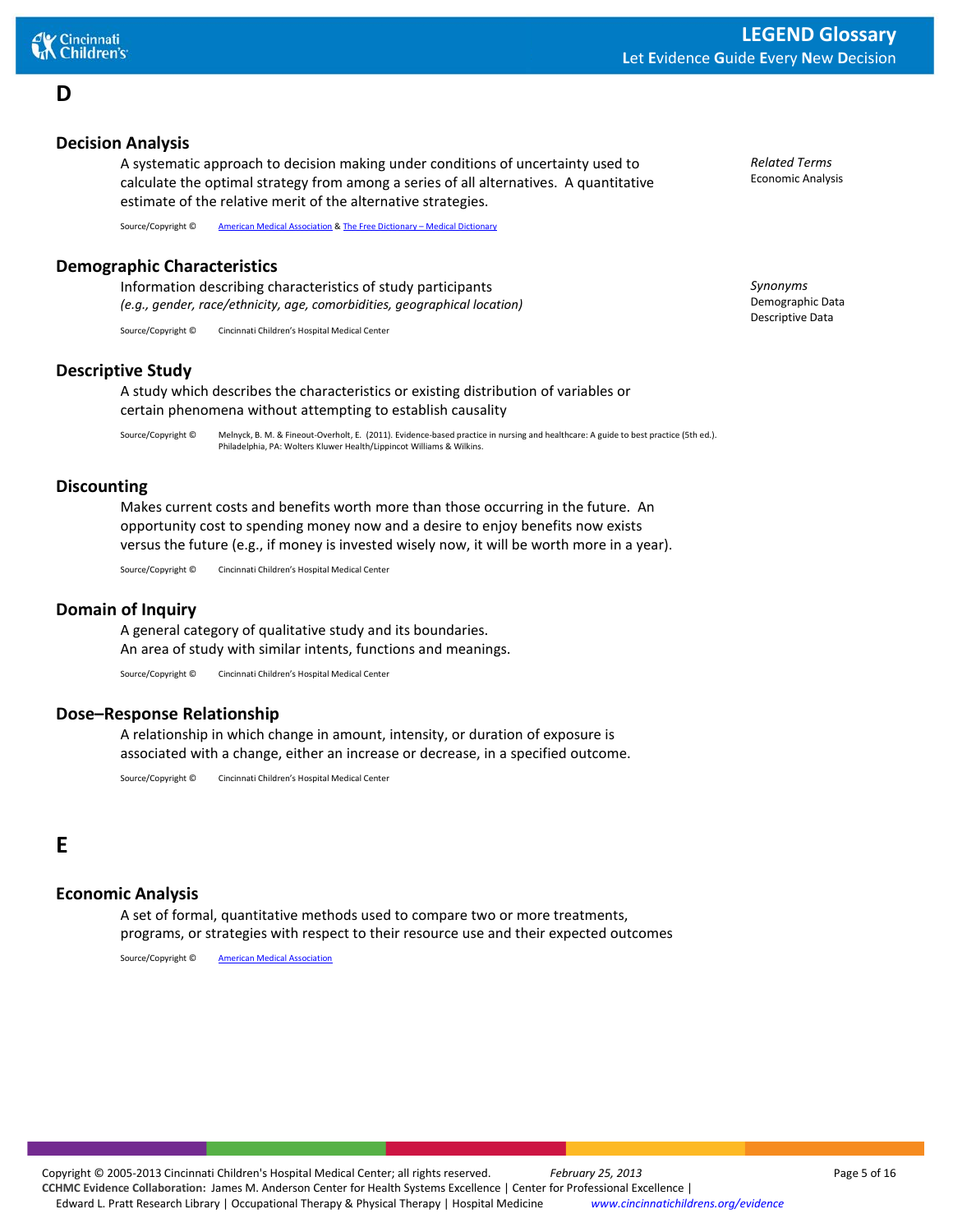# D

## Decision Analysis

A systematic approach to decision making under conditions of uncertainty used to calculate the optimal strategy from among a series of all alternatives. A quantitative estimate of the relative merit of the alternative strategies.

Source/Copyright © American Medical Association & The Free Dictionary – Medical Dictionary

*Related Terms*
Economic Analysis

## Demographic Characteristics

Information describing characteristics of study participants
*(e.g., gender, race/ethnicity, age, comorbidities, geographical location)*

Source/Copyright © Cincinnati Children's Hospital Medical Center

*Synonyms*
Demographic Data
Descriptive Data

## Descriptive Study

A study which describes the characteristics or existing distribution of variables or certain phenomena without attempting to establish causality

Source/Copyright © Melnyck, B. M. & Fineout-Overholt, E. (2011). Evidence-based practice in nursing and healthcare: A guide to best practice (5th ed.). Philadelphia, PA: Wolters Kluwer Health/Lippincot Williams & Wilkins.

## Discounting

Makes current costs and benefits worth more than those occurring in the future. An opportunity cost to spending money now and a desire to enjoy benefits now exists versus the future (e.g., if money is invested wisely now, it will be worth more in a year).

Source/Copyright © Cincinnati Children's Hospital Medical Center

## Domain of Inquiry

A general category of qualitative study and its boundaries.
An area of study with similar intents, functions and meanings.

Source/Copyright © Cincinnati Children's Hospital Medical Center

## Dose–Response Relationship

A relationship in which change in amount, intensity, or duration of exposure is associated with a change, either an increase or decrease, in a specified outcome.

Source/Copyright © Cincinnati Children's Hospital Medical Center

# E

## Economic Analysis

A set of formal, quantitative methods used to compare two or more treatments, programs, or strategies with respect to their resource use and their expected outcomes

Source/Copyright © American Medical Association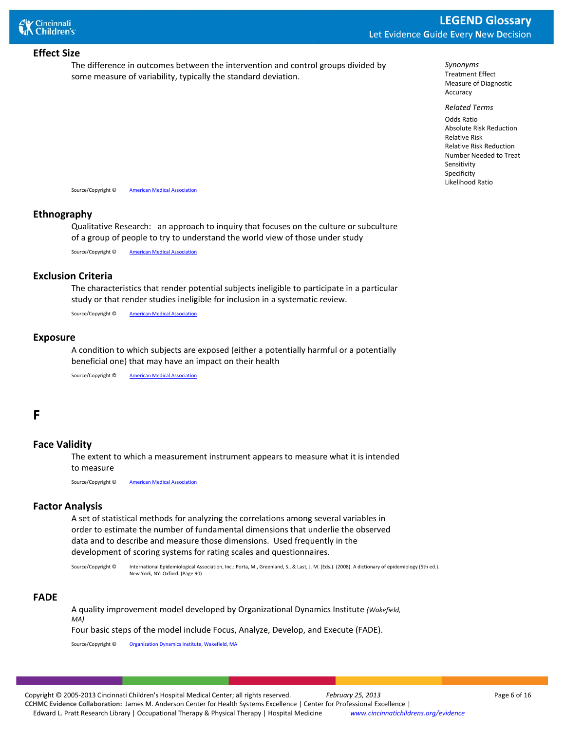## Effect Size

The difference in outcomes between the intervention and control groups divided by some measure of variability, typically the standard deviation.

*Synonyms*

Treatment Effect
Measure of Diagnostic Accuracy

*Related Terms*

Odds Ratio
Absolute Risk Reduction
Relative Risk
Relative Risk Reduction
Number Needed to Treat
Sensitivity
Specificity
Likelihood Ratio

Source/Copyright © American Medical Association

## Ethnography

Qualitative Research: an approach to inquiry that focuses on the culture or subculture of a group of people to try to understand the world view of those under study

Source/Copyright © American Medical Association

## Exclusion Criteria

The characteristics that render potential subjects ineligible to participate in a particular study or that render studies ineligible for inclusion in a systematic review.

Source/Copyright © American Medical Association

## Exposure

A condition to which subjects are exposed (either a potentially harmful or a potentially beneficial one) that may have an impact on their health

Source/Copyright © American Medical Association

# F

## Face Validity

The extent to which a measurement instrument appears to measure what it is intended to measure

Source/Copyright © American Medical Association

## Factor Analysis

A set of statistical methods for analyzing the correlations among several variables in order to estimate the number of fundamental dimensions that underlie the observed data and to describe and measure those dimensions. Used frequently in the development of scoring systems for rating scales and questionnaires.

Source/Copyright © International Epidemiological Association, Inc.: Porta, M., Greenland, S., & Last, J. M. (Eds.). (2008). A dictionary of epidemiology (5th ed.). New York, NY: Oxford. (Page 90)

## FADE

A quality improvement model developed by Organizational Dynamics Institute *(Wakefield, MA)*

Four basic steps of the model include Focus, Analyze, Develop, and Execute (FADE).

Source/Copyright © Organization Dynamics Institute, Wakefield, MA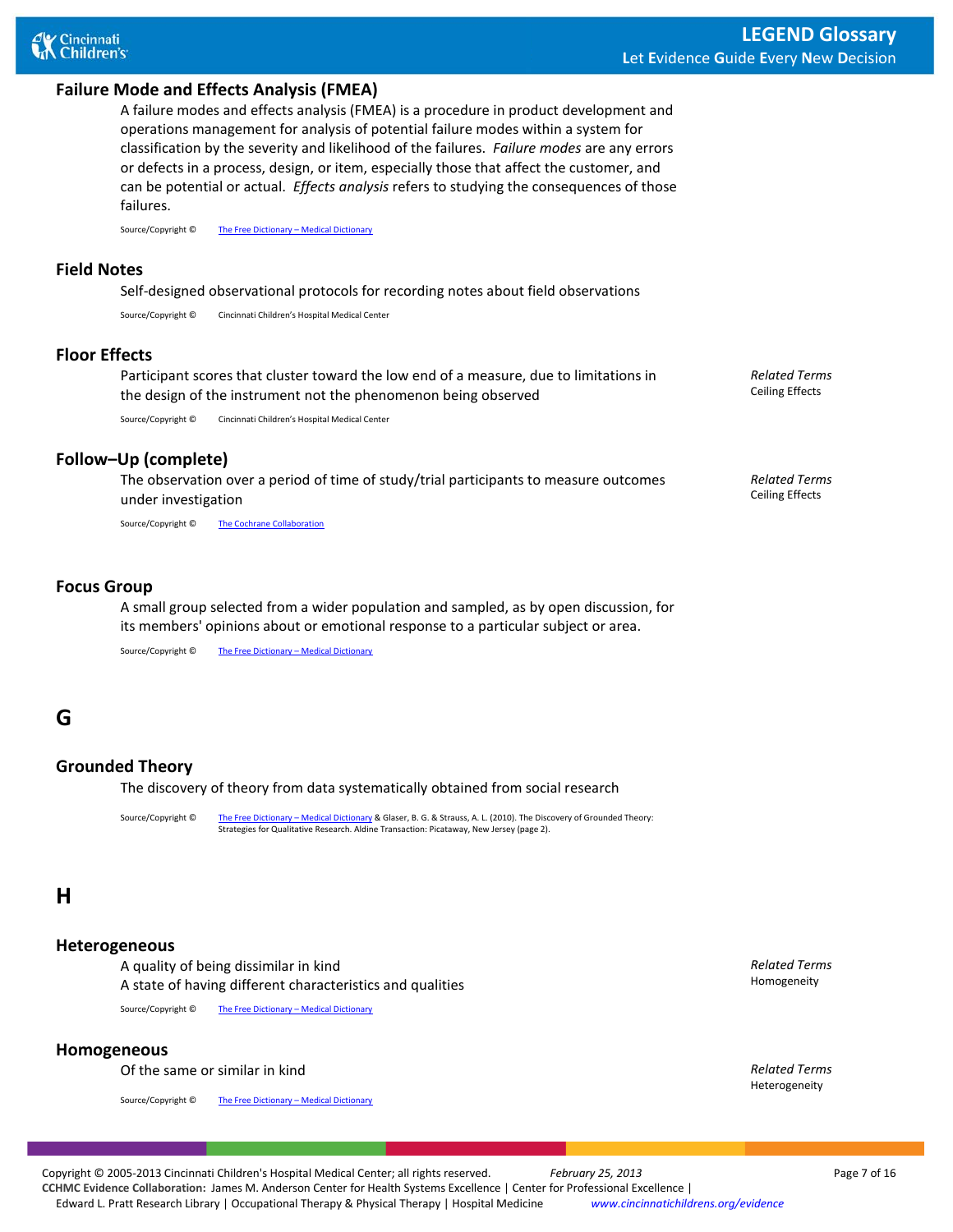### Failure Mode and Effects Analysis (FMEA)

A failure modes and effects analysis (FMEA) is a procedure in product development and operations management for analysis of potential failure modes within a system for classification by the severity and likelihood of the failures. *Failure modes* are any errors or defects in a process, design, or item, especially those that affect the customer, and can be potential or actual. *Effects analysis* refers to studying the consequences of those failures.

Source/Copyright © The Free Dictionary – Medical Dictionary

### Field Notes

Self-designed observational protocols for recording notes about field observations

Source/Copyright © Cincinnati Children's Hospital Medical Center

### Floor Effects

Participant scores that cluster toward the low end of a measure, due to limitations in the design of the instrument not the phenomenon being observed

Source/Copyright © Cincinnati Children's Hospital Medical Center

*Related Terms*
Ceiling Effects

### Follow–Up (complete)

The observation over a period of time of study/trial participants to measure outcomes under investigation

Source/Copyright © The Cochrane Collaboration

*Related Terms*
Ceiling Effects

### Focus Group

A small group selected from a wider population and sampled, as by open discussion, for its members' opinions about or emotional response to a particular subject or area.

Source/Copyright © The Free Dictionary – Medical Dictionary

## G

### Grounded Theory

The discovery of theory from data systematically obtained from social research

Source/Copyright © The Free Dictionary – Medical Dictionary & Glaser, B. G. & Strauss, A. L. (2010). The Discovery of Grounded Theory: Strategies for Qualitative Research. Aldine Transaction: Picataway, New Jersey (page 2).

## H

### Heterogeneous

A quality of being dissimilar in kind
A state of having different characteristics and qualities

Source/Copyright © The Free Dictionary – Medical Dictionary

*Related Terms*
Homogeneity

### Homogeneous

Of the same or similar in kind

Source/Copyright © The Free Dictionary – Medical Dictionary

*Related Terms*
Heterogeneity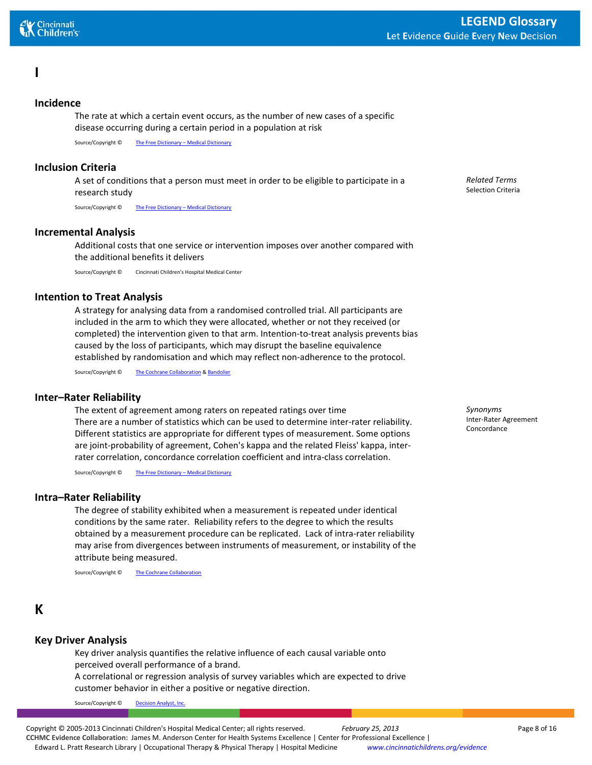# I

### Incidence

The rate at which a certain event occurs, as the number of new cases of a specific disease occurring during a certain period in a population at risk

Source/Copyright © The Free Dictionary – Medical Dictionary

### Inclusion Criteria

A set of conditions that a person must meet in order to be eligible to participate in a research study

Source/Copyright © The Free Dictionary – Medical Dictionary

*Related Terms*
Selection Criteria

### Incremental Analysis

Additional costs that one service or intervention imposes over another compared with the additional benefits it delivers

Source/Copyright © Cincinnati Children's Hospital Medical Center

### Intention to Treat Analysis

A strategy for analysing data from a randomised controlled trial. All participants are included in the arm to which they were allocated, whether or not they received (or completed) the intervention given to that arm. Intention-to-treat analysis prevents bias caused by the loss of participants, which may disrupt the baseline equivalence established by randomisation and which may reflect non-adherence to the protocol.

Source/Copyright © The Cochrane Collaboration & Bandolier

### Inter–Rater Reliability

The extent of agreement among raters on repeated ratings over time
There are a number of statistics which can be used to determine inter-rater reliability. Different statistics are appropriate for different types of measurement. Some options are joint-probability of agreement, Cohen's kappa and the related Fleiss' kappa, inter-rater correlation, concordance correlation coefficient and intra-class correlation.

Source/Copyright © The Free Dictionary – Medical Dictionary

*Synonyms*
Inter-Rater Agreement
Concordance

### Intra–Rater Reliability

The degree of stability exhibited when a measurement is repeated under identical conditions by the same rater. Reliability refers to the degree to which the results obtained by a measurement procedure can be replicated. Lack of intra-rater reliability may arise from divergences between instruments of measurement, or instability of the attribute being measured.

Source/Copyright © The Cochrane Collaboration

# K

### Key Driver Analysis

Key driver analysis quantifies the relative influence of each causal variable onto perceived overall performance of a brand.
A correlational or regression analysis of survey variables which are expected to drive customer behavior in either a positive or negative direction.

Source/Copyright © Decision Analyst, Inc.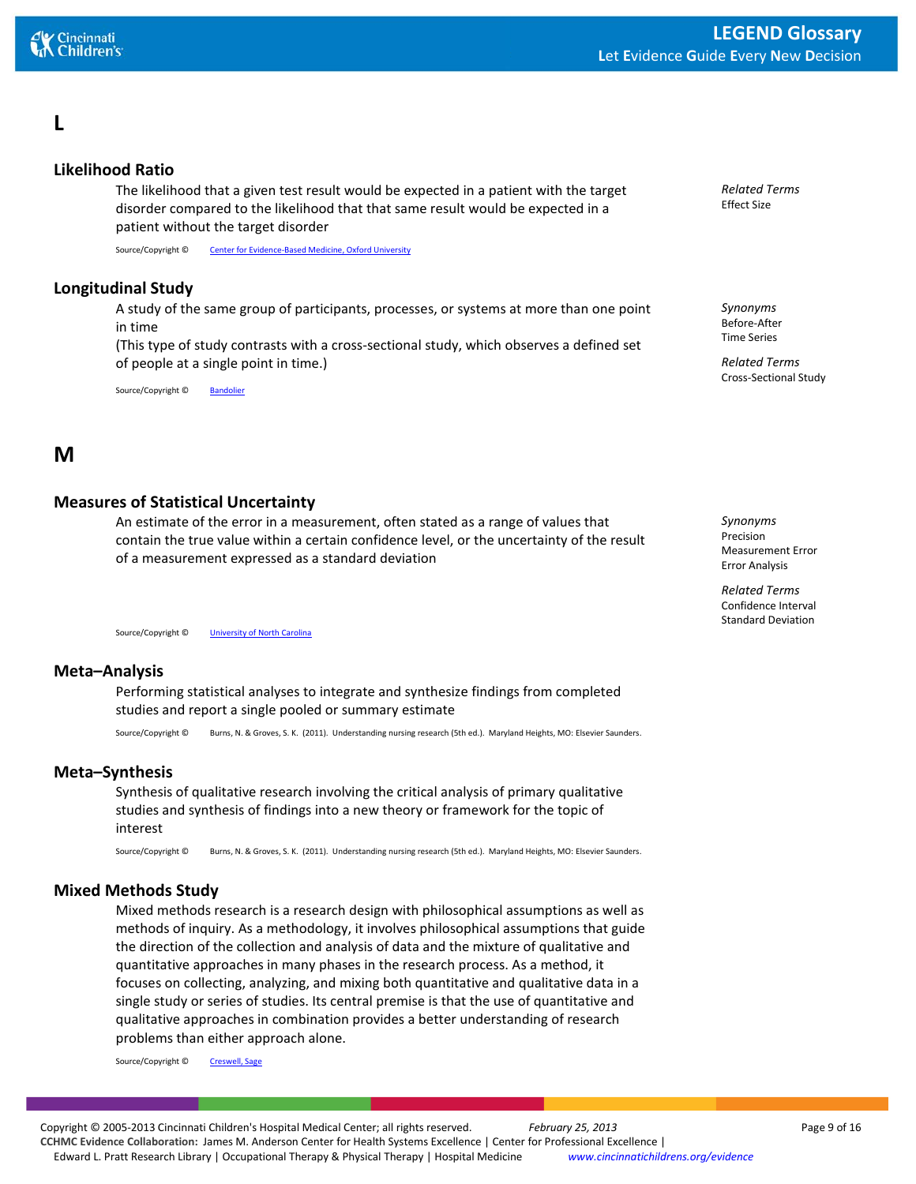# L

## Likelihood Ratio

The likelihood that a given test result would be expected in a patient with the target disorder compared to the likelihood that that same result would be expected in a patient without the target disorder

Source/Copyright © Center for Evidence-Based Medicine, Oxford University

*Related Terms*
Effect Size

## Longitudinal Study

A study of the same group of participants, processes, or systems at more than one point in time
(This type of study contrasts with a cross-sectional study, which observes a defined set of people at a single point in time.)

Source/Copyright © Bandolier

*Synonyms*
Before-After
Time Series

*Related Terms*
Cross-Sectional Study

# M

## Measures of Statistical Uncertainty

An estimate of the error in a measurement, often stated as a range of values that contain the true value within a certain confidence level, or the uncertainty of the result of a measurement expressed as a standard deviation

Source/Copyright © University of North Carolina

*Synonyms*
Precision
Measurement Error
Error Analysis

*Related Terms*
Confidence Interval
Standard Deviation

## Meta–Analysis

Performing statistical analyses to integrate and synthesize findings from completed studies and report a single pooled or summary estimate

Source/Copyright © Burns, N. & Groves, S. K. (2011). Understanding nursing research (5th ed.). Maryland Heights, MO: Elsevier Saunders.

## Meta–Synthesis

Synthesis of qualitative research involving the critical analysis of primary qualitative studies and synthesis of findings into a new theory or framework for the topic of interest

Source/Copyright © Burns, N. & Groves, S. K. (2011). Understanding nursing research (5th ed.). Maryland Heights, MO: Elsevier Saunders.

## Mixed Methods Study

Mixed methods research is a research design with philosophical assumptions as well as methods of inquiry. As a methodology, it involves philosophical assumptions that guide the direction of the collection and analysis of data and the mixture of qualitative and quantitative approaches in many phases in the research process. As a method, it focuses on collecting, analyzing, and mixing both quantitative and qualitative data in a single study or series of studies. Its central premise is that the use of quantitative and qualitative approaches in combination provides a better understanding of research problems than either approach alone.

Source/Copyright © Creswell, Sage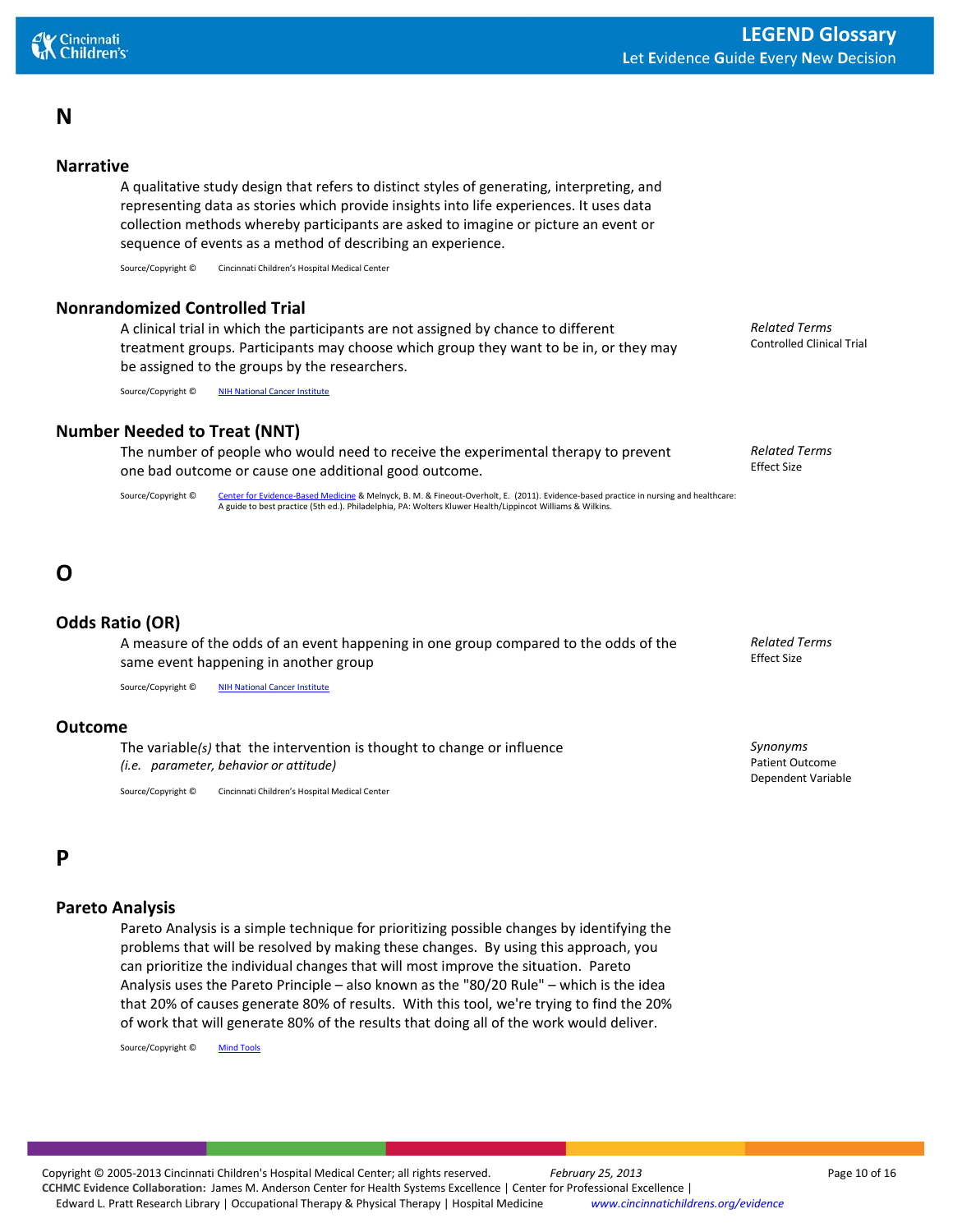## N

### Narrative

A qualitative study design that refers to distinct styles of generating, interpreting, and representing data as stories which provide insights into life experiences. It uses data collection methods whereby participants are asked to imagine or picture an event or sequence of events as a method of describing an experience.

Source/Copyright © Cincinnati Children's Hospital Medical Center

### Nonrandomized Controlled Trial

A clinical trial in which the participants are not assigned by chance to different treatment groups. Participants may choose which group they want to be in, or they may be assigned to the groups by the researchers.

*Related Terms*
Controlled Clinical Trial

Source/Copyright © NIH National Cancer Institute

### Number Needed to Treat (NNT)

The number of people who would need to receive the experimental therapy to prevent one bad outcome or cause one additional good outcome.

*Related Terms*
Effect Size

Source/Copyright © Center for Evidence-Based Medicine & Melnyck, B. M. & Fineout-Overholt, E. (2011). Evidence-based practice in nursing and healthcare: A guide to best practice (5th ed.). Philadelphia, PA: Wolters Kluwer Health/Lippincot Williams & Wilkins.

## O

### Odds Ratio (OR)

A measure of the odds of an event happening in one group compared to the odds of the same event happening in another group

*Related Terms*
Effect Size

Source/Copyright © NIH National Cancer Institute

### Outcome

The variable*(s)* that the intervention is thought to change or influence *(i.e. parameter, behavior or attitude)*

*Synonyms*
Patient Outcome
Dependent Variable

Source/Copyright © Cincinnati Children's Hospital Medical Center

## P

### Pareto Analysis

Pareto Analysis is a simple technique for prioritizing possible changes by identifying the problems that will be resolved by making these changes. By using this approach, you can prioritize the individual changes that will most improve the situation. Pareto Analysis uses the Pareto Principle – also known as the "80/20 Rule" – which is the idea that 20% of causes generate 80% of results. With this tool, we're trying to find the 20% of work that will generate 80% of the results that doing all of the work would deliver.

Source/Copyright © Mind Tools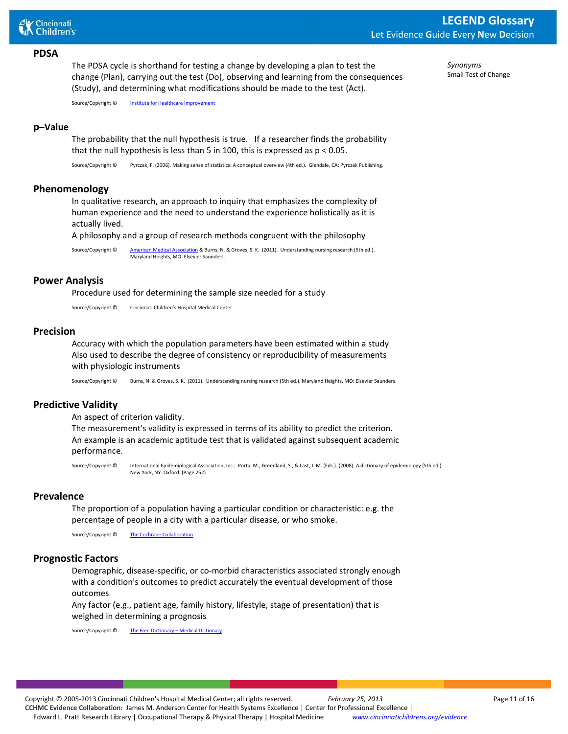## PDSA

The PDSA cycle is shorthand for testing a change by developing a plan to test the change (Plan), carrying out the test (Do), observing and learning from the consequences (Study), and determining what modifications should be made to the test (Act).

*Synonyms*
Small Test of Change

Source/Copyright © Institute for Healthcare Improvement

## p–Value

The probability that the null hypothesis is true. If a researcher finds the probability that the null hypothesis is less than 5 in 100, this is expressed as $p < 0.05$.

Source/Copyright © Pyrczak, F. (2006). Making sense of statistics: A conceptual overview (4th ed.). Glendale, CA: Pyrczak Publishing.

## Phenomenology

In qualitative research, an approach to inquiry that emphasizes the complexity of human experience and the need to understand the experience holistically as it is actually lived.

A philosophy and a group of research methods congruent with the philosophy

Source/Copyright © American Medical Association & Burns, N. & Groves, S. K. (2011). Understanding nursing research (5th ed.). Maryland Heights, MO: Elsevier Saunders.

## Power Analysis

Procedure used for determining the sample size needed for a study

Source/Copyright © Cincinnati Children's Hospital Medical Center

## Precision

Accuracy with which the population parameters have been estimated within a study

Also used to describe the degree of consistency or reproducibility of measurements with physiologic instruments

Source/Copyright © Burns, N. & Groves, S. K. (2011). Understanding nursing research (5th ed.). Maryland Heights, MO: Elsevier Saunders.

## Predictive Validity

An aspect of criterion validity.

The measurement's validity is expressed in terms of its ability to predict the criterion.

An example is an academic aptitude test that is validated against subsequent academic performance.

Source/Copyright © International Epidemiological Association, Inc.: Porta, M., Greenland, S., & Last, J. M. (Eds.). (2008). A dictionary of epidemiology (5th ed.). New York, NY: Oxford. (Page 252)

## Prevalence

The proportion of a population having a particular condition or characteristic: e.g. the percentage of people in a city with a particular disease, or who smoke.

Source/Copyright © The Cochrane Collaboration

## Prognostic Factors

Demographic, disease-specific, or co-morbid characteristics associated strongly enough with a condition's outcomes to predict accurately the eventual development of those outcomes

Any factor (e.g., patient age, family history, lifestyle, stage of presentation) that is weighed in determining a prognosis

Source/Copyright © The Free Dictionary – Medical Dictionary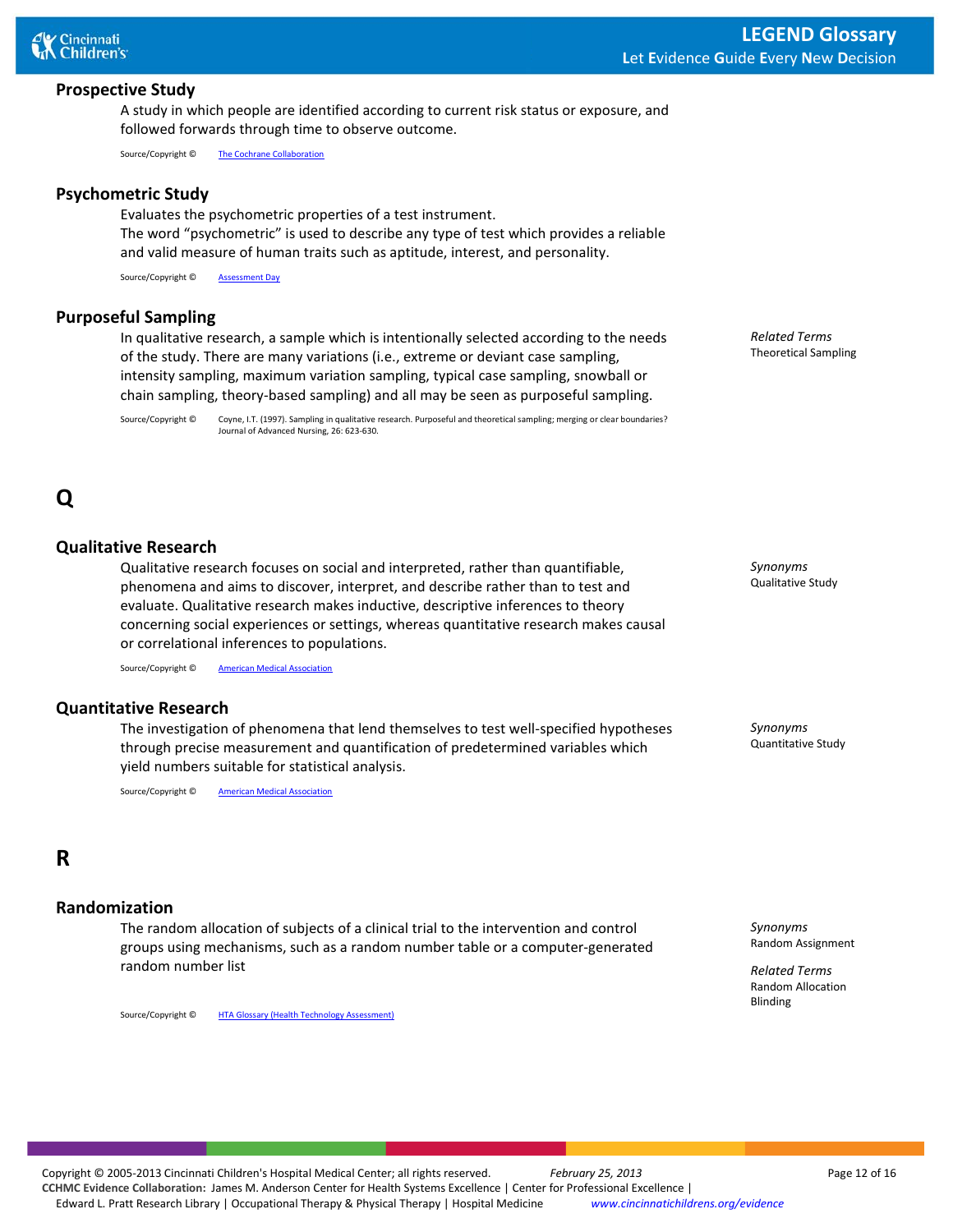### Prospective Study

A study in which people are identified according to current risk status or exposure, and followed forwards through time to observe outcome.

Source/Copyright © The Cochrane Collaboration

### Psychometric Study

Evaluates the psychometric properties of a test instrument.
The word "psychometric" is used to describe any type of test which provides a reliable and valid measure of human traits such as aptitude, interest, and personality.

Source/Copyright © Assessment Day

### Purposeful Sampling

In qualitative research, a sample which is intentionally selected according to the needs of the study. There are many variations (i.e., extreme or deviant case sampling, intensity sampling, maximum variation sampling, typical case sampling, snowball or chain sampling, theory-based sampling) and all may be seen as purposeful sampling.

*Related Terms*
Theoretical Sampling

Source/Copyright © Coyne, I.T. (1997). Sampling in qualitative research. Purposeful and theoretical sampling; merging or clear boundaries? Journal of Advanced Nursing, 26: 623-630.

## Q

### Qualitative Research

Qualitative research focuses on social and interpreted, rather than quantifiable, phenomena and aims to discover, interpret, and describe rather than to test and evaluate. Qualitative research makes inductive, descriptive inferences to theory concerning social experiences or settings, whereas quantitative research makes causal or correlational inferences to populations.

*Synonyms*
Qualitative Study

Source/Copyright © American Medical Association

### Quantitative Research

The investigation of phenomena that lend themselves to test well-specified hypotheses through precise measurement and quantification of predetermined variables which yield numbers suitable for statistical analysis.

*Synonyms*
Quantitative Study

Source/Copyright © American Medical Association

## R

### Randomization

The random allocation of subjects of a clinical trial to the intervention and control groups using mechanisms, such as a random number table or a computer-generated random number list

*Synonyms*
Random Assignment

*Related Terms*
Random Allocation
Blinding

Source/Copyright © HTA Glossary (Health Technology Assessment)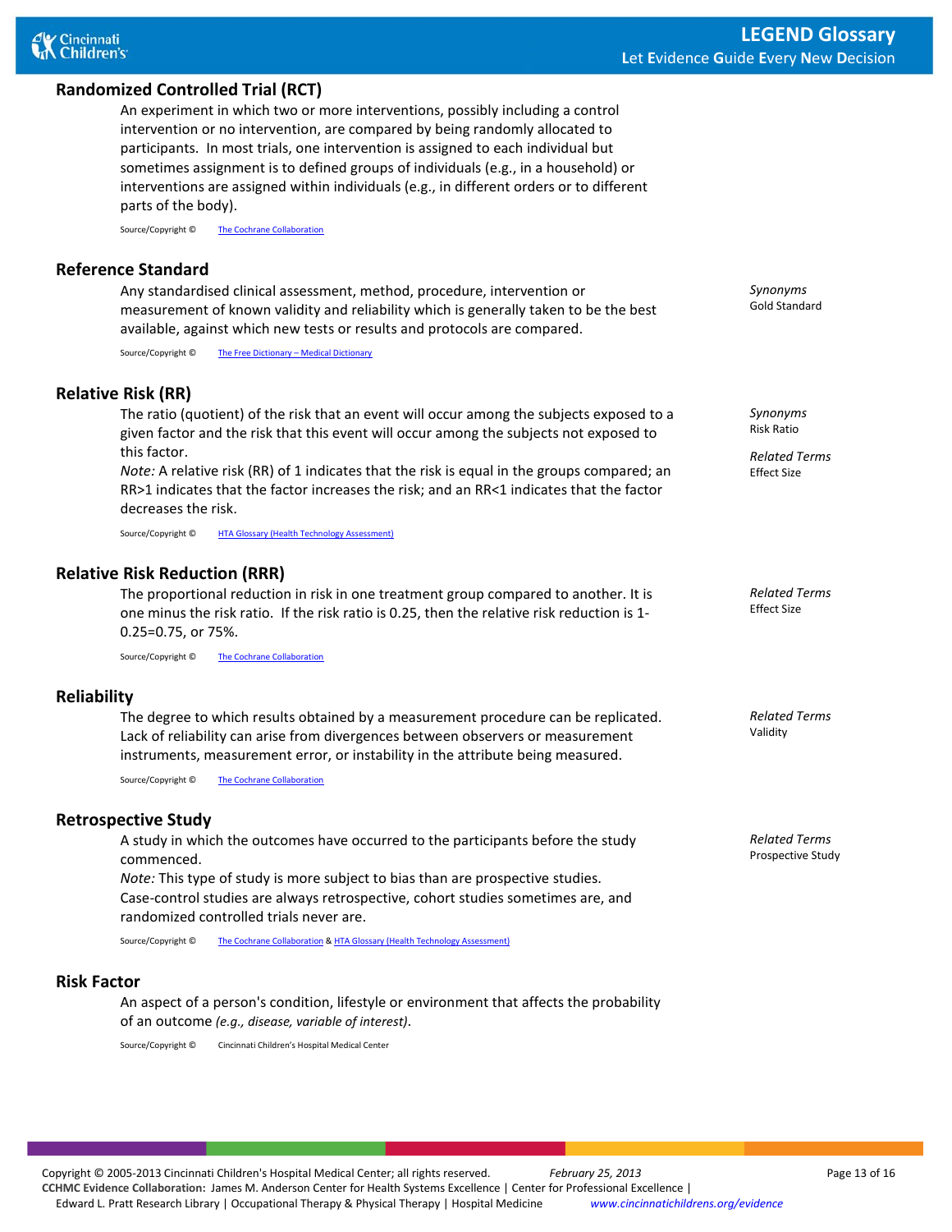## Randomized Controlled Trial (RCT)

An experiment in which two or more interventions, possibly including a control intervention or no intervention, are compared by being randomly allocated to participants. In most trials, one intervention is assigned to each individual but sometimes assignment is to defined groups of individuals (e.g., in a household) or interventions are assigned within individuals (e.g., in different orders or to different parts of the body).

Source/Copyright © The Cochrane Collaboration

## Reference Standard

Any standardised clinical assessment, method, procedure, intervention or measurement of known validity and reliability which is generally taken to be the best available, against which new tests or results and protocols are compared.

*Synonyms*
Gold Standard

Source/Copyright © The Free Dictionary – Medical Dictionary

## Relative Risk (RR)

The ratio (quotient) of the risk that an event will occur among the subjects exposed to a given factor and the risk that this event will occur among the subjects not exposed to this factor.

*Note:* A relative risk (RR) of 1 indicates that the risk is equal in the groups compared; an RR>1 indicates that the factor increases the risk; and an RR<1 indicates that the factor decreases the risk.

*Synonyms*
Risk Ratio

*Related Terms*
Effect Size

Source/Copyright © HTA Glossary (Health Technology Assessment)

## Relative Risk Reduction (RRR)

The proportional reduction in risk in one treatment group compared to another. It is one minus the risk ratio. If the risk ratio is 0.25, then the relative risk reduction is 1-0.25=0.75, or 75%.

*Related Terms*
Effect Size

Source/Copyright © The Cochrane Collaboration

## Reliability

The degree to which results obtained by a measurement procedure can be replicated. Lack of reliability can arise from divergences between observers or measurement instruments, measurement error, or instability in the attribute being measured.

*Related Terms*
Validity

Source/Copyright © The Cochrane Collaboration

## Retrospective Study

A study in which the outcomes have occurred to the participants before the study commenced.

*Note:* This type of study is more subject to bias than are prospective studies. Case-control studies are always retrospective, cohort studies sometimes are, and randomized controlled trials never are.

*Related Terms*
Prospective Study

Source/Copyright © The Cochrane Collaboration & HTA Glossary (Health Technology Assessment)

## Risk Factor

An aspect of a person's condition, lifestyle or environment that affects the probability of an outcome *(e.g., disease, variable of interest)*.

Source/Copyright © Cincinnati Children's Hospital Medical Center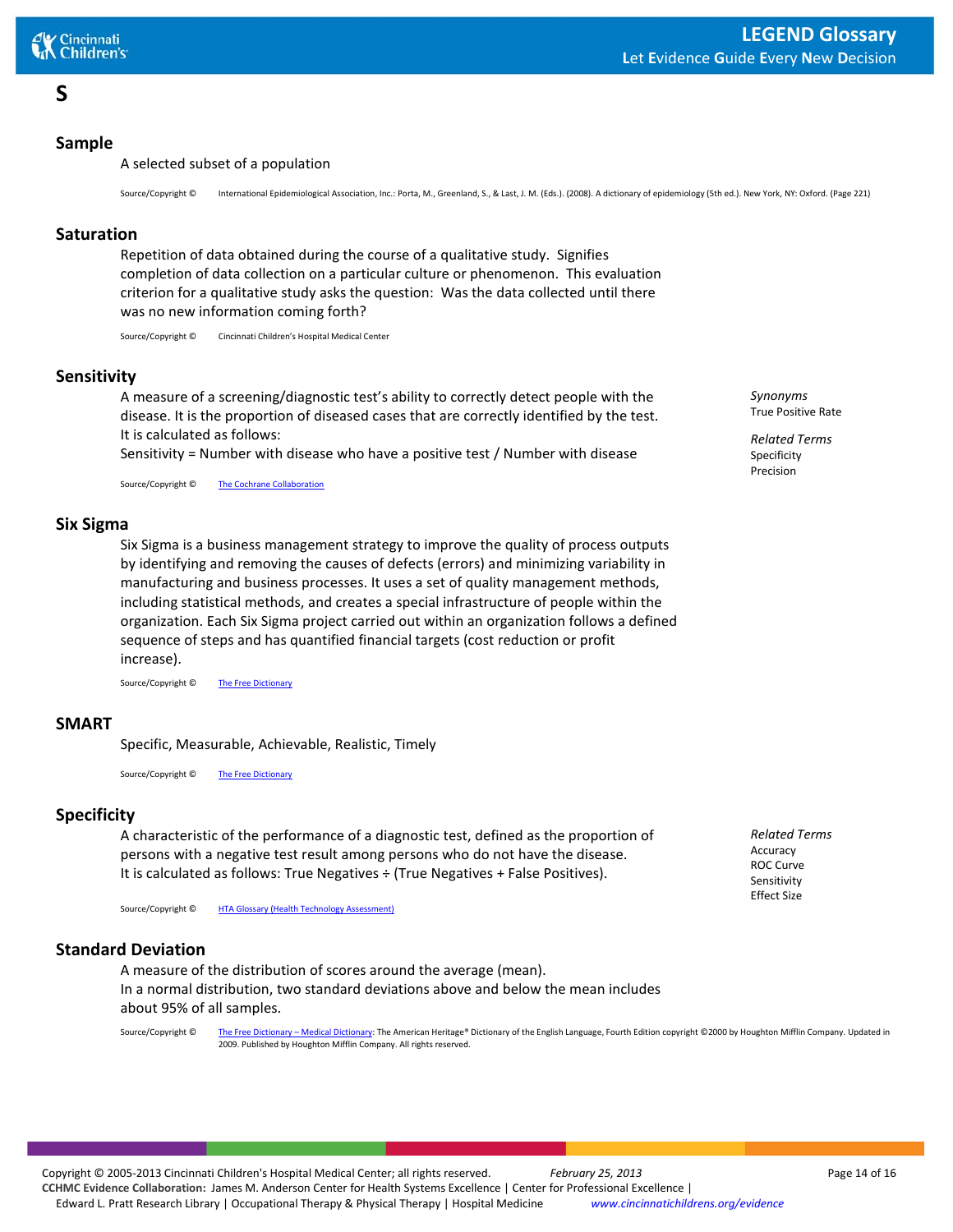# S

## Sample

A selected subset of a population

Source/Copyright © International Epidemiological Association, Inc.: Porta, M., Greenland, S., & Last, J. M. (Eds.). (2008). A dictionary of epidemiology (5th ed.). New York, NY: Oxford. (Page 221)

## Saturation

Repetition of data obtained during the course of a qualitative study. Signifies completion of data collection on a particular culture or phenomenon. This evaluation criterion for a qualitative study asks the question: Was the data collected until there was no new information coming forth?

Source/Copyright © Cincinnati Children's Hospital Medical Center

## Sensitivity

A measure of a screening/diagnostic test's ability to correctly detect people with the disease. It is the proportion of diseased cases that are correctly identified by the test. It is calculated as follows:
Sensitivity = Number with disease who have a positive test / Number with disease

Source/Copyright © The Cochrane Collaboration

*Synonyms*
True Positive Rate

*Related Terms*
Specificity
Precision

## Six Sigma

Six Sigma is a business management strategy to improve the quality of process outputs by identifying and removing the causes of defects (errors) and minimizing variability in manufacturing and business processes. It uses a set of quality management methods, including statistical methods, and creates a special infrastructure of people within the organization. Each Six Sigma project carried out within an organization follows a defined sequence of steps and has quantified financial targets (cost reduction or profit increase).

Source/Copyright © The Free Dictionary

## SMART

Specific, Measurable, Achievable, Realistic, Timely

Source/Copyright © The Free Dictionary

## Specificity

A characteristic of the performance of a diagnostic test, defined as the proportion of persons with a negative test result among persons who do not have the disease.
It is calculated as follows: True Negatives ÷ (True Negatives + False Positives).

Source/Copyright © HTA Glossary (Health Technology Assessment)

*Related Terms*
Accuracy
ROC Curve
Sensitivity
Effect Size

## Standard Deviation

A measure of the distribution of scores around the average (mean).
In a normal distribution, two standard deviations above and below the mean includes about 95% of all samples.

Source/Copyright © The Free Dictionary – Medical Dictionary: The American Heritage® Dictionary of the English Language, Fourth Edition copyright ©2000 by Houghton Mifflin Company. Updated in 2009. Published by Houghton Mifflin Company. All rights reserved.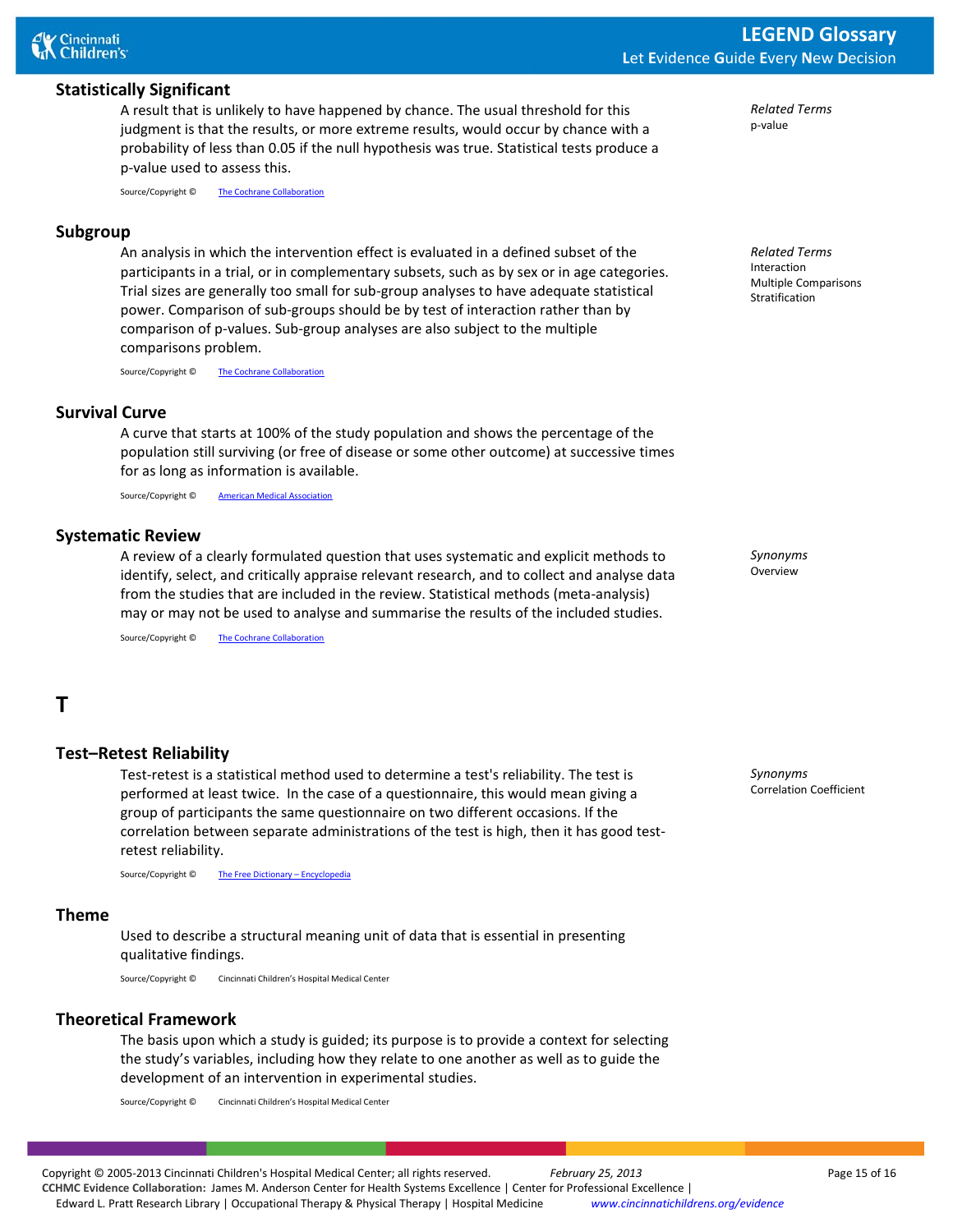### Statistically Significant

A result that is unlikely to have happened by chance. The usual threshold for this judgment is that the results, or more extreme results, would occur by chance with a probability of less than 0.05 if the null hypothesis was true. Statistical tests produce a p-value used to assess this.

Source/Copyright © The Cochrane Collaboration

*Related Terms*
p-value

### Subgroup

An analysis in which the intervention effect is evaluated in a defined subset of the participants in a trial, or in complementary subsets, such as by sex or in age categories. Trial sizes are generally too small for sub-group analyses to have adequate statistical power. Comparison of sub-groups should be by test of interaction rather than by comparison of p-values. Sub-group analyses are also subject to the multiple comparisons problem.

Source/Copyright © The Cochrane Collaboration

*Related Terms*
Interaction
Multiple Comparisons
Stratification

### Survival Curve

A curve that starts at 100% of the study population and shows the percentage of the population still surviving (or free of disease or some other outcome) at successive times for as long as information is available.

Source/Copyright © American Medical Association

### Systematic Review

A review of a clearly formulated question that uses systematic and explicit methods to identify, select, and critically appraise relevant research, and to collect and analyse data from the studies that are included in the review. Statistical methods (meta-analysis) may or may not be used to analyse and summarise the results of the included studies.

Source/Copyright © The Cochrane Collaboration

*Synonyms*
Overview

## T

### Test–Retest Reliability

Test-retest is a statistical method used to determine a test's reliability. The test is performed at least twice. In the case of a questionnaire, this would mean giving a group of participants the same questionnaire on two different occasions. If the correlation between separate administrations of the test is high, then it has good test-retest reliability.

Source/Copyright © The Free Dictionary – Encyclopedia

*Synonyms*
Correlation Coefficient

### Theme

Used to describe a structural meaning unit of data that is essential in presenting qualitative findings.

Source/Copyright © Cincinnati Children's Hospital Medical Center

### Theoretical Framework

The basis upon which a study is guided; its purpose is to provide a context for selecting the study's variables, including how they relate to one another as well as to guide the development of an intervention in experimental studies.

Source/Copyright © Cincinnati Children's Hospital Medical Center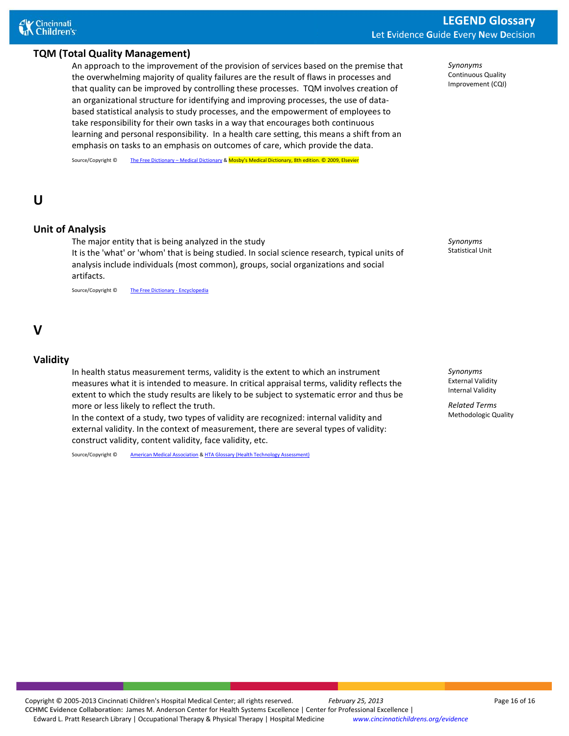### TQM (Total Quality Management)

An approach to the improvement of the provision of services based on the premise that the overwhelming majority of quality failures are the result of flaws in processes and that quality can be improved by controlling these processes. TQM involves creation of an organizational structure for identifying and improving processes, the use of data-based statistical analysis to study processes, and the empowerment of employees to take responsibility for their own tasks in a way that encourages both continuous learning and personal responsibility. In a health care setting, this means a shift from an emphasis on tasks to an emphasis on outcomes of care, which provide the data.

*Synonyms*
Continuous Quality Improvement (CQI)

Source/Copyright © The Free Dictionary – Medical Dictionary & Mosby's Medical Dictionary, 8th edition. © 2009, Elsevier

## U

### Unit of Analysis

The major entity that is being analyzed in the study
It is the 'what' or 'whom' that is being studied. In social science research, typical units of analysis include individuals (most common), groups, social organizations and social artifacts.

*Synonyms*
Statistical Unit

Source/Copyright © The Free Dictionary - Encyclopedia

## V

### Validity

In health status measurement terms, validity is the extent to which an instrument measures what it is intended to measure. In critical appraisal terms, validity reflects the extent to which the study results are likely to be subject to systematic error and thus be more or less likely to reflect the truth.
In the context of a study, two types of validity are recognized: internal validity and external validity. In the context of measurement, there are several types of validity: construct validity, content validity, face validity, etc.

*Synonyms*
External Validity
Internal Validity

*Related Terms*
Methodologic Quality

Source/Copyright © American Medical Association & HTA Glossary (Health Technology Assessment)